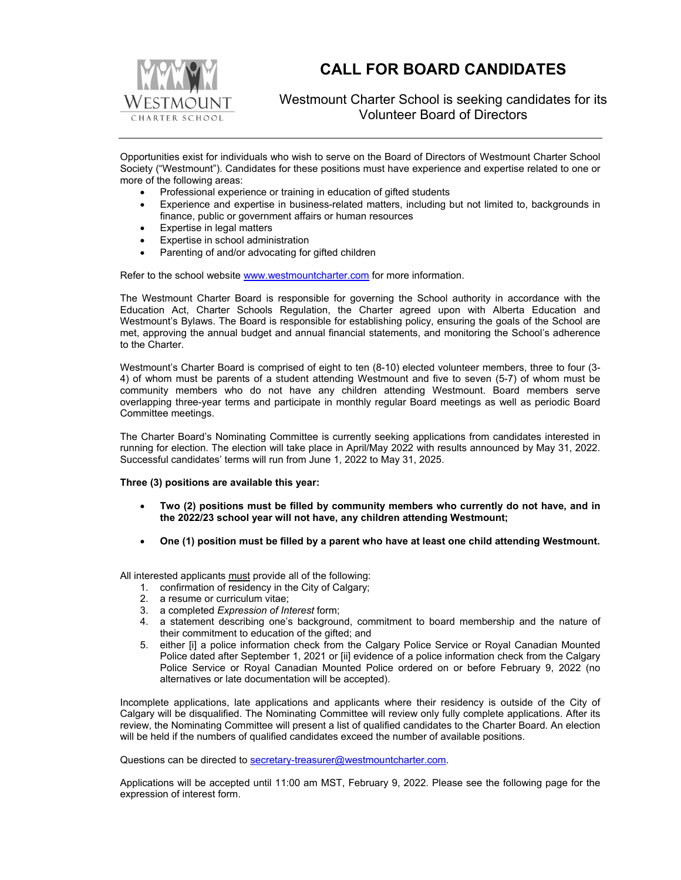WESTMOUNT
CHARTER SCHOOL

# CALL FOR BOARD CANDIDATES

Westmount Charter School is seeking candidates for its Volunteer Board of Directors

---

Opportunities exist for individuals who wish to serve on the Board of Directors of Westmount Charter School Society ("Westmount"). Candidates for these positions must have experience and expertise related to one or more of the following areas:

- Professional experience or training in education of gifted students
- Experience and expertise in business-related matters, including but not limited to, backgrounds in finance, public or government affairs or human resources
- Expertise in legal matters
- Expertise in school administration
- Parenting of and/or advocating for gifted children

Refer to the school website www.westmountcharter.com for more information.

The Westmount Charter Board is responsible for governing the School authority in accordance with the Education Act, Charter Schools Regulation, the Charter agreed upon with Alberta Education and Westmount's Bylaws. The Board is responsible for establishing policy, ensuring the goals of the School are met, approving the annual budget and annual financial statements, and monitoring the School's adherence to the Charter.

Westmount's Charter Board is comprised of eight to ten (8-10) elected volunteer members, three to four (3-4) of whom must be parents of a student attending Westmount and five to seven (5-7) of whom must be community members who do not have any children attending Westmount. Board members serve overlapping three-year terms and participate in monthly regular Board meetings as well as periodic Board Committee meetings.

The Charter Board's Nominating Committee is currently seeking applications from candidates interested in running for election. The election will take place in April/May 2022 with results announced by May 31, 2022. Successful candidates' terms will run from June 1, 2022 to May 31, 2025.

**Three (3) positions are available this year:**

- **Two (2) positions must be filled by community members who currently do not have, and in the 2022/23 school year will not have, any children attending Westmount;**
- **One (1) position must be filled by a parent who have at least one child attending Westmount.**

All interested applicants must provide all of the following:

1. confirmation of residency in the City of Calgary;
2. a resume or curriculum vitae;
3. a completed *Expression of Interest* form;
4. a statement describing one's background, commitment to board membership and the nature of their commitment to education of the gifted; and
5. either [i] a police information check from the Calgary Police Service or Royal Canadian Mounted Police dated after September 1, 2021 or [ii] evidence of a police information check from the Calgary Police Service or Royal Canadian Mounted Police ordered on or before February 9, 2022 (no alternatives or late documentation will be accepted).

Incomplete applications, late applications and applicants where their residency is outside of the City of Calgary will be disqualified. The Nominating Committee will review only fully complete applications. After its review, the Nominating Committee will present a list of qualified candidates to the Charter Board. An election will be held if the numbers of qualified candidates exceed the number of available positions.

Questions can be directed to secretary-treasurer@westmountcharter.com.

Applications will be accepted until 11:00 am MST, February 9, 2022. Please see the following page for the expression of interest form.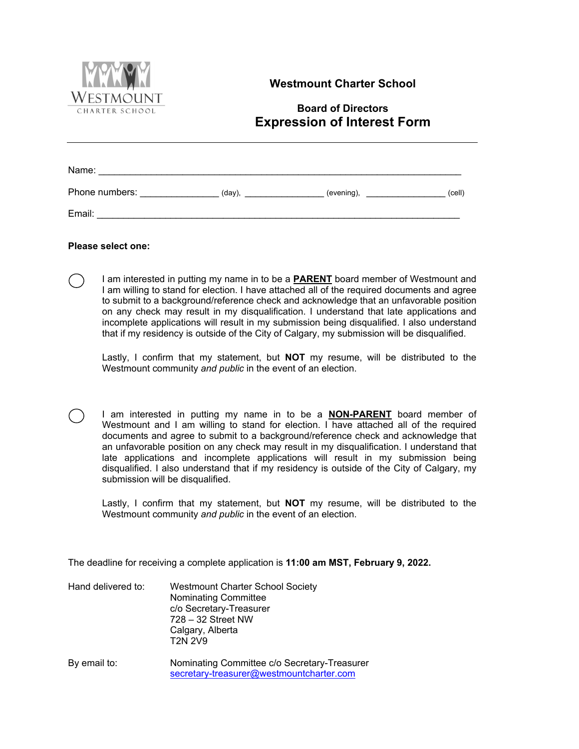# Westmount Charter School

## Board of Directors

# Expression of Interest Form

---

Name: ______________________________________________________________

Phone numbers: _______________ (day), _______________ (evening), _______________ (cell)

Email: ______________________________________________________________

**Please select one:**

◯ I am interested in putting my name in to be a **PARENT** board member of Westmount and I am willing to stand for election. I have attached all of the required documents and agree to submit to a background/reference check and acknowledge that an unfavorable position on any check may result in my disqualification. I understand that late applications and incomplete applications will result in my submission being disqualified. I also understand that if my residency is outside of the City of Calgary, my submission will be disqualified.

Lastly, I confirm that my statement, but **NOT** my resume, will be distributed to the Westmount community *and public* in the event of an election.

◯ I am interested in putting my name in to be a **NON-PARENT** board member of Westmount and I am willing to stand for election. I have attached all of the required documents and agree to submit to a background/reference check and acknowledge that an unfavorable position on any check may result in my disqualification. I understand that late applications and incomplete applications will result in my submission being disqualified. I also understand that if my residency is outside of the City of Calgary, my submission will be disqualified.

Lastly, I confirm that my statement, but **NOT** my resume, will be distributed to the Westmount community *and public* in the event of an election.

The deadline for receiving a complete application is **11:00 am MST, February 9, 2022.**

Hand delivered to:

Westmount Charter School Society
Nominating Committee
c/o Secretary-Treasurer
728 – 32 Street NW
Calgary, Alberta
T2N 2V9

By email to:

Nominating Committee c/o Secretary-Treasurer
secretary-treasurer@westmountcharter.com